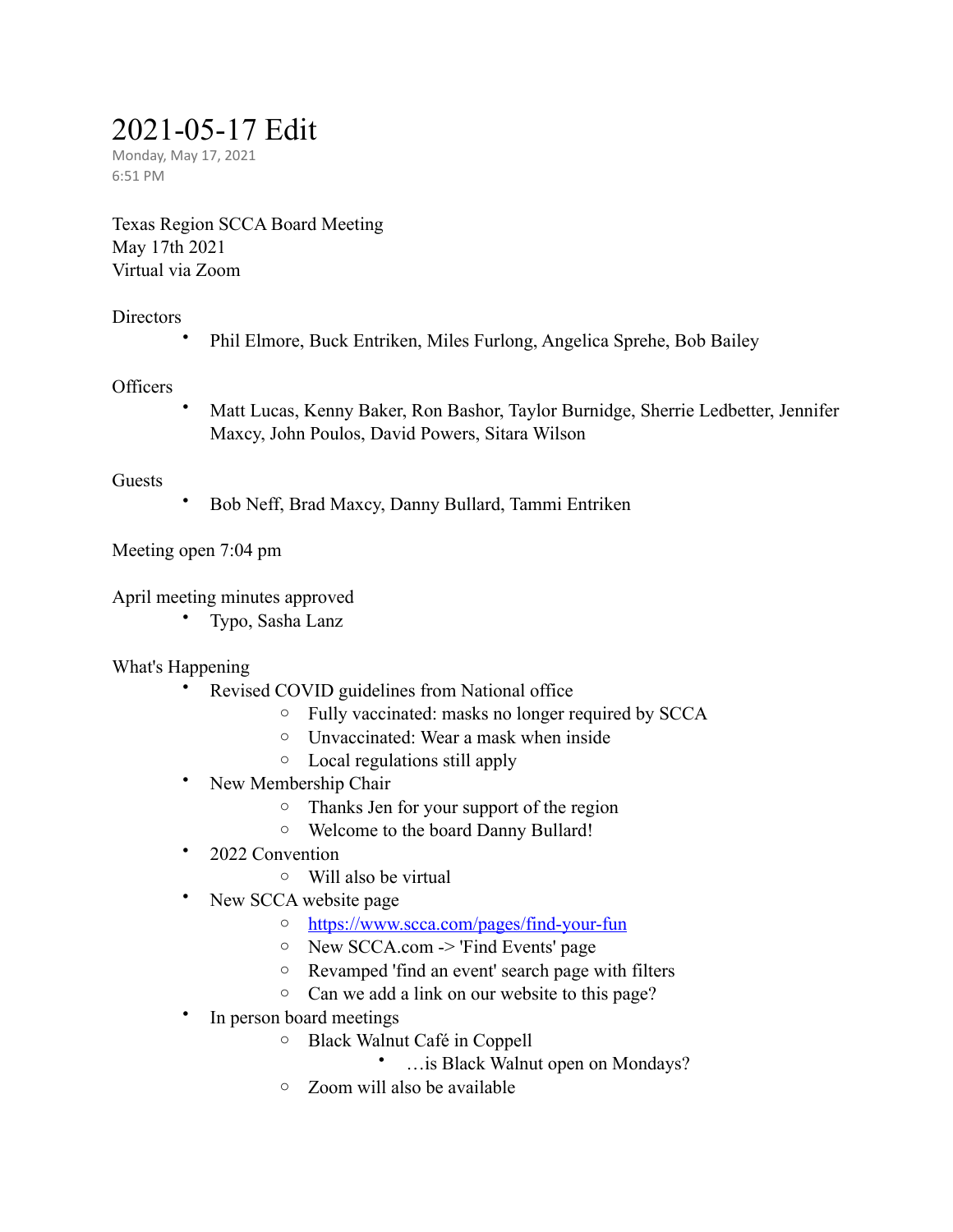# 2021-05-17 Edit

Monday, May 17, 2021
6:51 PM

Texas Region SCCA Board Meeting
May 17th 2021
Virtual via Zoom

Directors

- Phil Elmore, Buck Entriken, Miles Furlong, Angelica Sprehe, Bob Bailey

Officers

- Matt Lucas, Kenny Baker, Ron Bashor, Taylor Burnidge, Sherrie Ledbetter, Jennifer Maxcy, John Poulos, David Powers, Sitara Wilson

Guests

- Bob Neff, Brad Maxcy, Danny Bullard, Tammi Entriken

Meeting open 7:04 pm

April meeting minutes approved

- Typo, Sasha Lanz

What's Happening

- Revised COVID guidelines from National office
  - Fully vaccinated: masks no longer required by SCCA
  - Unvaccinated: Wear a mask when inside
  - Local regulations still apply
- New Membership Chair
  - Thanks Jen for your support of the region
  - Welcome to the board Danny Bullard!
- 2022 Convention
  - Will also be virtual
- New SCCA website page
  - [https://www.scca.com/pages/find-your-fun](https://www.scca.com/pages/find-your-fun)
  - New SCCA.com -> 'Find Events' page
  - Revamped 'find an event' search page with filters
  - Can we add a link on our website to this page?
- In person board meetings
  - Black Walnut Café in Coppell
    - …is Black Walnut open on Mondays?
  - Zoom will also be available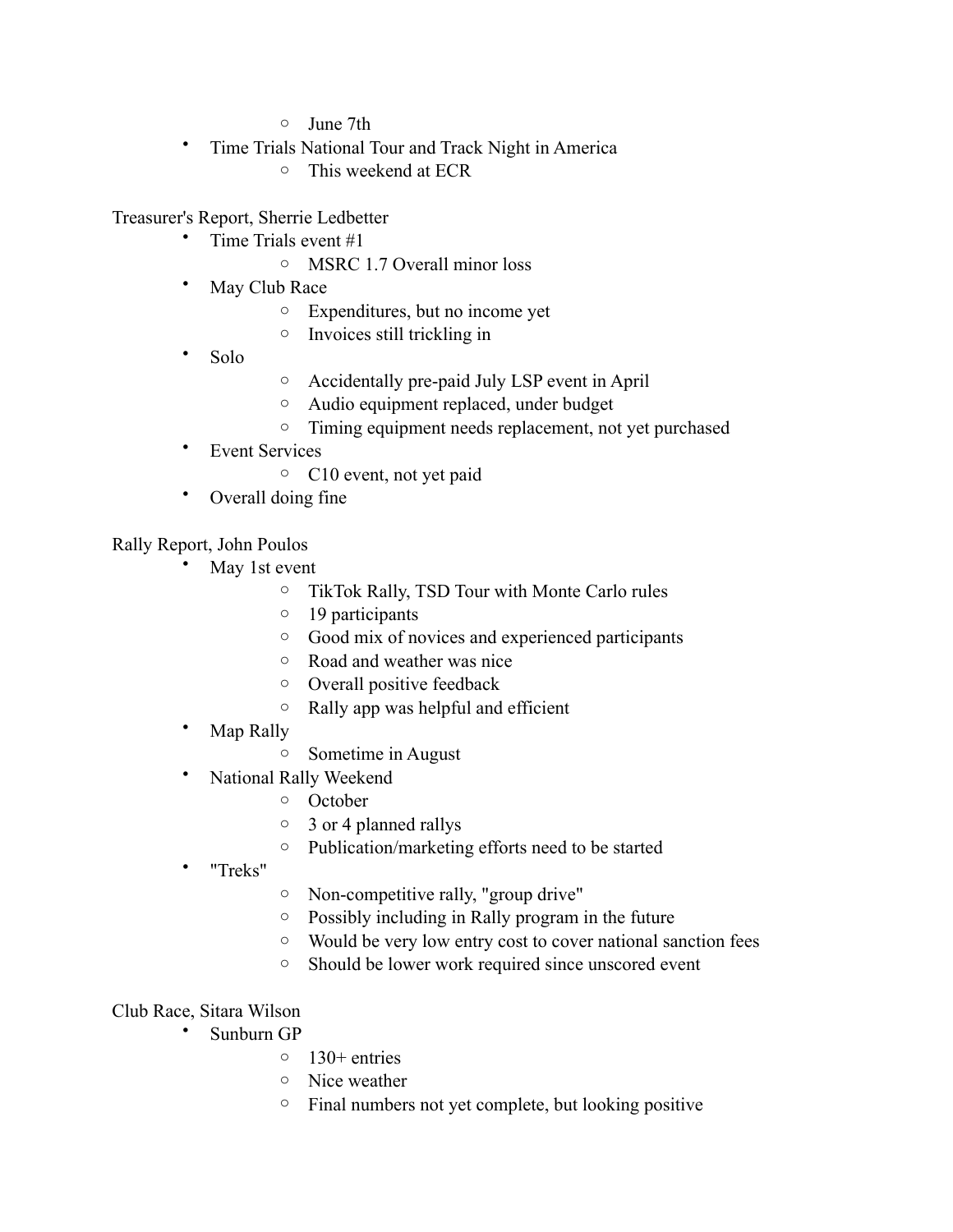- June 7th
- Time Trials National Tour and Track Night in America
    - This weekend at ECR

Treasurer's Report, Sherrie Ledbetter

- Time Trials event #1
    - MSRC 1.7 Overall minor loss
- May Club Race
    - Expenditures, but no income yet
    - Invoices still trickling in
- Solo
    - Accidentally pre-paid July LSP event in April
    - Audio equipment replaced, under budget
    - Timing equipment needs replacement, not yet purchased
- Event Services
    - C10 event, not yet paid
- Overall doing fine

Rally Report, John Poulos

- May 1st event
    - TikTok Rally, TSD Tour with Monte Carlo rules
    - 19 participants
    - Good mix of novices and experienced participants
    - Road and weather was nice
    - Overall positive feedback
    - Rally app was helpful and efficient
- Map Rally
    - Sometime in August
- National Rally Weekend
    - October
    - 3 or 4 planned rallys
    - Publication/marketing efforts need to be started
- "Treks"
    - Non-competitive rally, "group drive"
    - Possibly including in Rally program in the future
    - Would be very low entry cost to cover national sanction fees
    - Should be lower work required since unscored event

Club Race, Sitara Wilson

- Sunburn GP
    - 130+ entries
    - Nice weather
    - Final numbers not yet complete, but looking positive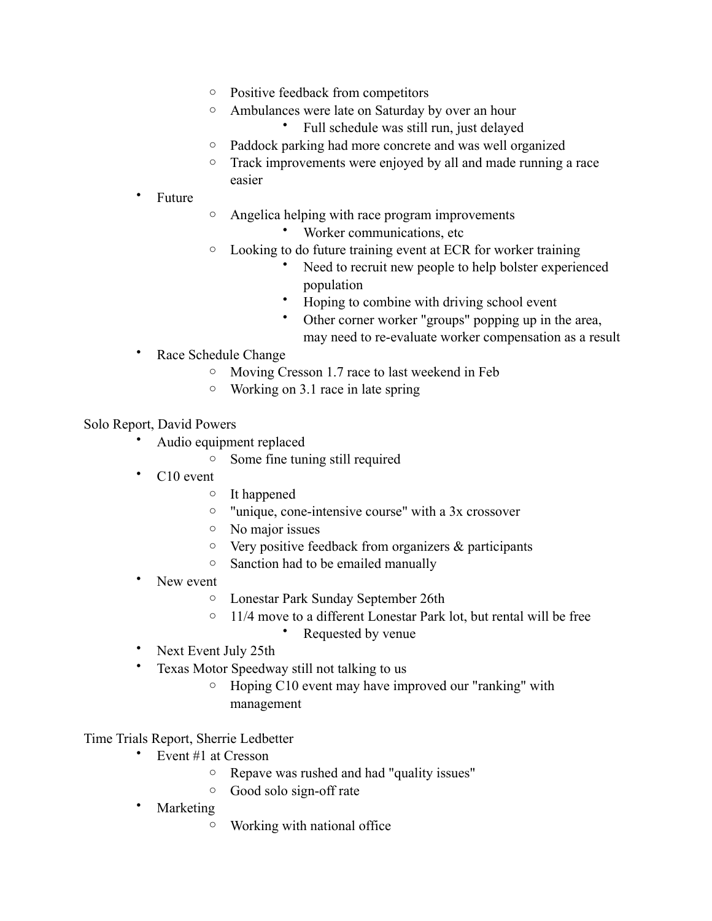- Positive feedback from competitors
    - Ambulances were late on Saturday by over an hour
        - Full schedule was still run, just delayed
    - Paddock parking had more concrete and was well organized
    - Track improvements were enjoyed by all and made running a race easier
- Future
    - Angelica helping with race program improvements
        - Worker communications, etc
    - Looking to do future training event at ECR for worker training
        - Need to recruit new people to help bolster experienced population
        - Hoping to combine with driving school event
        - Other corner worker "groups" popping up in the area, may need to re-evaluate worker compensation as a result
- Race Schedule Change
    - Moving Cresson 1.7 race to last weekend in Feb
    - Working on 3.1 race in late spring

Solo Report, David Powers

- Audio equipment replaced
    - Some fine tuning still required
- C10 event
    - It happened
    - "unique, cone-intensive course" with a 3x crossover
    - No major issues
    - Very positive feedback from organizers & participants
    - Sanction had to be emailed manually
- New event
    - Lonestar Park Sunday September 26th
    - 11/4 move to a different Lonestar Park lot, but rental will be free
        - Requested by venue
- Next Event July 25th
- Texas Motor Speedway still not talking to us
    - Hoping C10 event may have improved our "ranking" with management

Time Trials Report, Sherrie Ledbetter

- Event #1 at Cresson
    - Repave was rushed and had "quality issues"
    - Good solo sign-off rate
- Marketing
    - Working with national office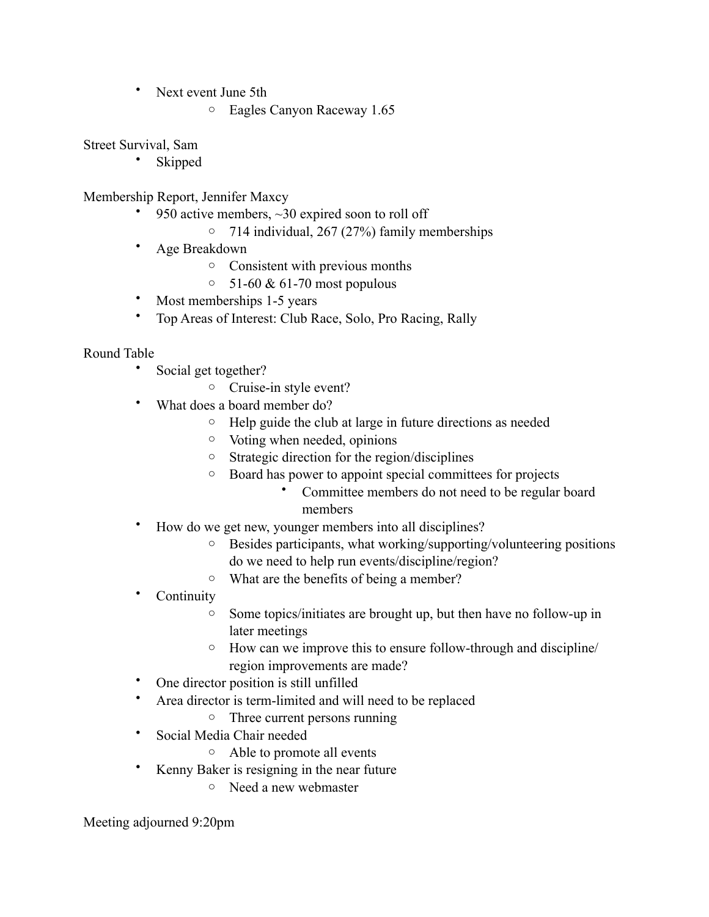- Next event June 5th
    - Eagles Canyon Raceway 1.65

Street Survival, Sam

- Skipped

Membership Report, Jennifer Maxcy

- 950 active members, ~30 expired soon to roll off
    - 714 individual, 267 (27%) family memberships
- Age Breakdown
    - Consistent with previous months
    - 51-60 & 61-70 most populous
- Most memberships 1-5 years
- Top Areas of Interest: Club Race, Solo, Pro Racing, Rally

Round Table

- Social get together?
    - Cruise-in style event?
- What does a board member do?
    - Help guide the club at large in future directions as needed
    - Voting when needed, opinions
    - Strategic direction for the region/disciplines
    - Board has power to appoint special committees for projects
        - Committee members do not need to be regular board members
- How do we get new, younger members into all disciplines?
    - Besides participants, what working/supporting/volunteering positions do we need to help run events/discipline/region?
    - What are the benefits of being a member?
- Continuity
    - Some topics/initiates are brought up, but then have no follow-up in later meetings
    - How can we improve this to ensure follow-through and discipline/region improvements are made?
- One director position is still unfilled
- Area director is term-limited and will need to be replaced
    - Three current persons running
- Social Media Chair needed
    - Able to promote all events
- Kenny Baker is resigning in the near future
    - Need a new webmaster

Meeting adjourned 9:20pm